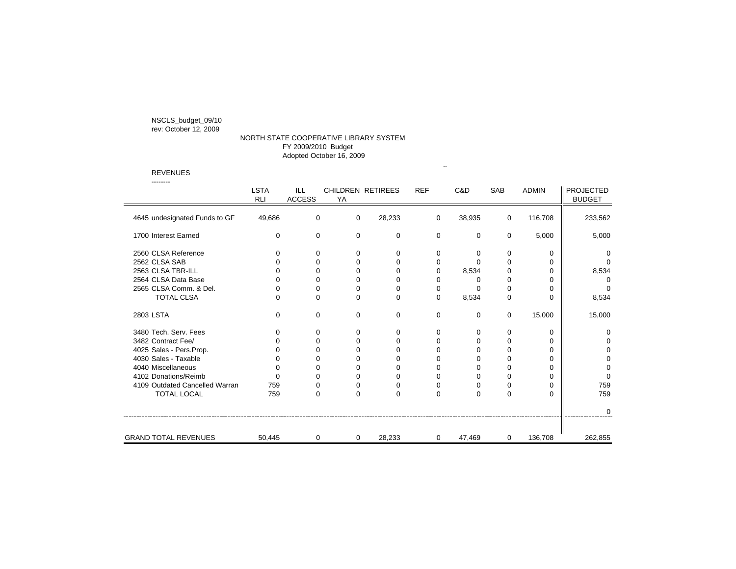NSCLS_budget_09/10
rev: October 12, 2009

# NORTH STATE COOPERATIVE LIBRARY SYSTEM
## FY 2009/2010 Budget
### Adopted October 16, 2009

..

REVENUES
--------

| | LSTA RLI | ILL ACCESS | CHILDREN YA | RETIREES | REF | C&D | SAB | ADMIN | PROJECTED BUDGET |
|---|---|---|---|---|---|---|---|---|---|
| 4645 undesignated Funds to GF | 49,686 | 0 | 0 | 28,233 | 0 | 38,935 | 0 | 116,708 | 233,562 |
| 1700 Interest Earned | 0 | 0 | 0 | 0 | 0 | 0 | 0 | 5,000 | 5,000 |
| 2560 CLSA Reference | 0 | 0 | 0 | 0 | 0 | 0 | 0 | 0 | 0 |
| 2562 CLSA SAB | 0 | 0 | 0 | 0 | 0 | 0 | 0 | 0 | 0 |
| 2563 CLSA TBR-ILL | 0 | 0 | 0 | 0 | 0 | 8,534 | 0 | 0 | 8,534 |
| 2564 CLSA Data Base | 0 | 0 | 0 | 0 | 0 | 0 | 0 | 0 | 0 |
| 2565 CLSA Comm. & Del. | 0 | 0 | 0 | 0 | 0 | 0 | 0 | 0 | 0 |
| TOTAL CLSA | 0 | 0 | 0 | 0 | 0 | 8,534 | 0 | 0 | 8,534 |
| 2803 LSTA | 0 | 0 | 0 | 0 | 0 | 0 | 0 | 15,000 | 15,000 |
| 3480 Tech. Serv. Fees | 0 | 0 | 0 | 0 | 0 | 0 | 0 | 0 | 0 |
| 3482 Contract Fee/ | 0 | 0 | 0 | 0 | 0 | 0 | 0 | 0 | 0 |
| 4025 Sales - Pers.Prop. | 0 | 0 | 0 | 0 | 0 | 0 | 0 | 0 | 0 |
| 4030 Sales - Taxable | 0 | 0 | 0 | 0 | 0 | 0 | 0 | 0 | 0 |
| 4040 Miscellaneous | 0 | 0 | 0 | 0 | 0 | 0 | 0 | 0 | 0 |
| 4102 Donations/Reimb | 0 | 0 | 0 | 0 | 0 | 0 | 0 | 0 | 0 |
| 4109 Outdated Cancelled Warran | 759 | 0 | 0 | 0 | 0 | 0 | 0 | 0 | 759 |
| TOTAL LOCAL | 759 | 0 | 0 | 0 | 0 | 0 | 0 | 0 | 759 |
| | | | | | | | | | 0 |
| GRAND TOTAL REVENUES | 50,445 | 0 | 0 | 28,233 | 0 | 47,469 | 0 | 136,708 | 262,855 |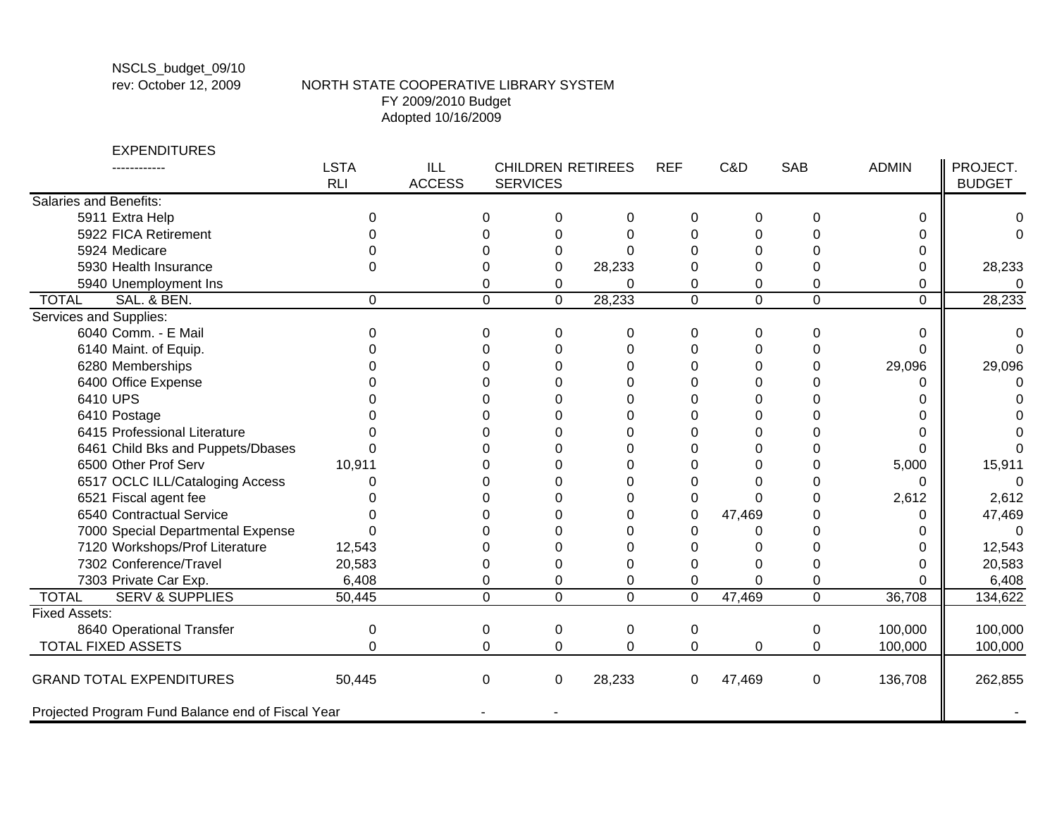NSCLS_budget_09/10
rev: October 12, 2009

NORTH STATE COOPERATIVE LIBRARY SYSTEM
FY 2009/2010 Budget
Adopted 10/16/2009

EXPENDITURES

| ------------ | LSTA RLI | ILL ACCESS | CHILDREN SERVICES | RETIREES | REF | C&D | SAB | ADMIN | PROJECT. BUDGET |
|---|---|---|---|---|---|---|---|---|---|
| Salaries and Benefits: | | | | | | | | | |
| 5911 Extra Help | 0 | 0 | 0 | 0 | 0 | 0 | 0 | 0 | 0 |
| 5922 FICA Retirement | 0 | 0 | 0 | 0 | 0 | 0 | 0 | 0 | 0 |
| 5924 Medicare | 0 | 0 | 0 | 0 | 0 | 0 | 0 | 0 | |
| 5930 Health Insurance | 0 | 0 | 0 | 28,233 | 0 | 0 | 0 | 0 | 28,233 |
| 5940 Unemployment Ins | | 0 | 0 | 0 | 0 | 0 | 0 | 0 | 0 |
| TOTAL SAL. & BEN. | 0 | 0 | 0 | 28,233 | 0 | 0 | 0 | 0 | 28,233 |
| Services and Supplies: | | | | | | | | | |
| 6040 Comm. - E Mail | 0 | 0 | 0 | 0 | 0 | 0 | 0 | 0 | 0 |
| 6140 Maint. of Equip. | 0 | 0 | 0 | 0 | 0 | 0 | 0 | 0 | 0 |
| 6280 Memberships | 0 | 0 | 0 | 0 | 0 | 0 | 0 | 29,096 | 29,096 |
| 6400 Office Expense | 0 | 0 | 0 | 0 | 0 | 0 | 0 | 0 | 0 |
| 6410 UPS | 0 | 0 | 0 | 0 | 0 | 0 | 0 | 0 | 0 |
| 6410 Postage | 0 | 0 | 0 | 0 | 0 | 0 | 0 | 0 | 0 |
| 6415 Professional Literature | 0 | 0 | 0 | 0 | 0 | 0 | 0 | 0 | 0 |
| 6461 Child Bks and Puppets/Dbases | 0 | 0 | 0 | 0 | 0 | 0 | 0 | 0 | 0 |
| 6500 Other Prof Serv | 10,911 | 0 | 0 | 0 | 0 | 0 | 0 | 5,000 | 15,911 |
| 6517 OCLC ILL/Cataloging Access | 0 | 0 | 0 | 0 | 0 | 0 | 0 | 0 | 0 |
| 6521 Fiscal agent fee | 0 | 0 | 0 | 0 | 0 | 0 | 0 | 2,612 | 2,612 |
| 6540 Contractual Service | 0 | 0 | 0 | 0 | 0 | 47,469 | 0 | 0 | 47,469 |
| 7000 Special Departmental Expense | 0 | 0 | 0 | 0 | 0 | 0 | 0 | 0 | 0 |
| 7120 Workshops/Prof Literature | 12,543 | 0 | 0 | 0 | 0 | 0 | 0 | 0 | 12,543 |
| 7302 Conference/Travel | 20,583 | 0 | 0 | 0 | 0 | 0 | 0 | 0 | 20,583 |
| 7303 Private Car Exp. | 6,408 | 0 | 0 | 0 | 0 | 0 | 0 | 0 | 6,408 |
| TOTAL SERV & SUPPLIES | 50,445 | 0 | 0 | 0 | 0 | 47,469 | 0 | 36,708 | 134,622 |
| Fixed Assets: | | | | | | | | | |
| 8640 Operational Transfer | 0 | 0 | 0 | 0 | 0 | | 0 | 100,000 | 100,000 |
| TOTAL FIXED ASSETS | 0 | 0 | 0 | 0 | 0 | 0 | 0 | 100,000 | 100,000 |
| GRAND TOTAL EXPENDITURES | 50,445 | 0 | 0 | 28,233 | 0 | 47,469 | 0 | 136,708 | 262,855 |
| Projected Program Fund Balance end of Fiscal Year | | - | - | | | | | | - |